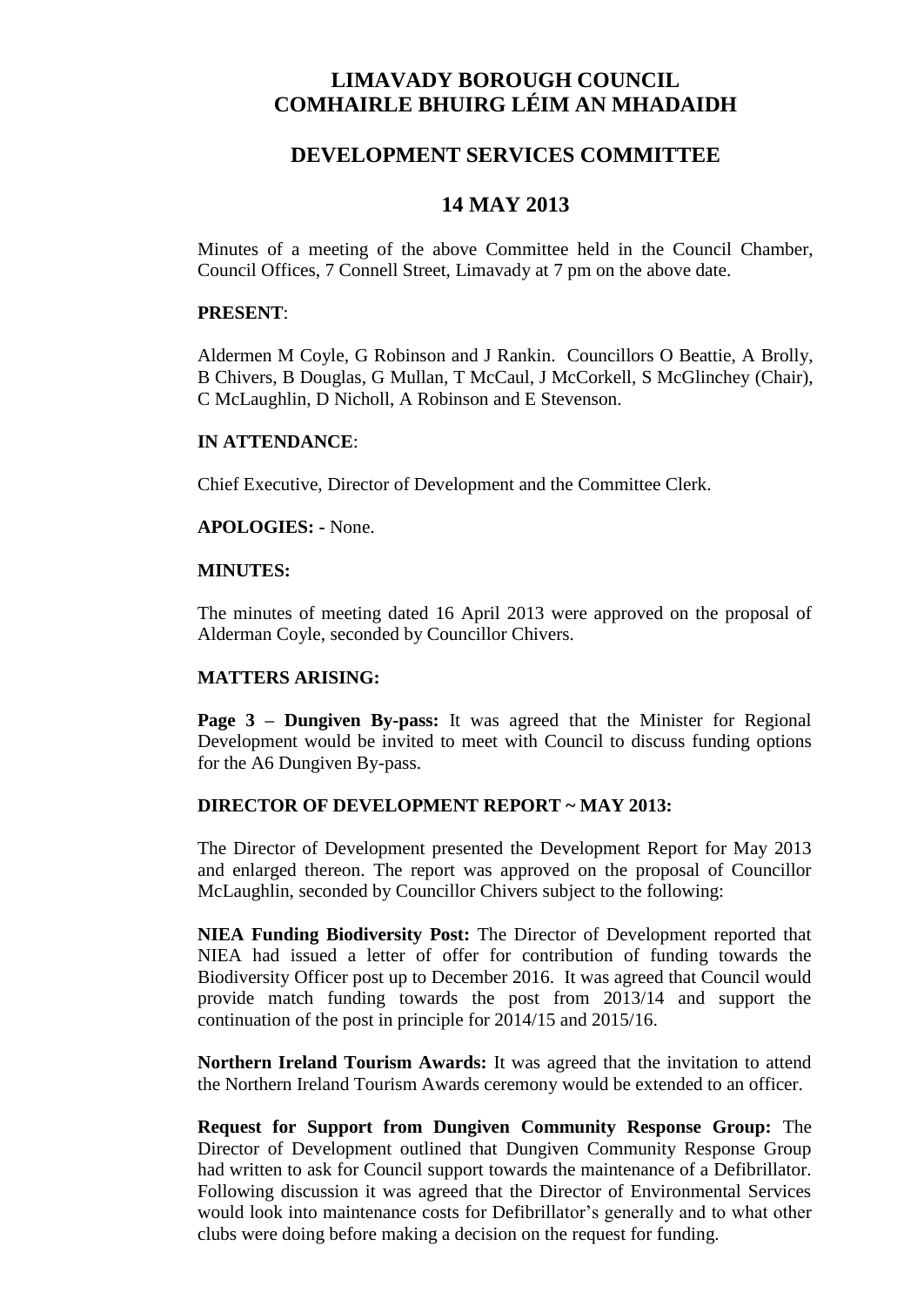# LIMAVADY BOROUGH COUNCIL
# COMHAIRLE BHUIRG LÉIM AN MHADAIDH

## DEVELOPMENT SERVICES COMMITTEE

## 14 MAY 2013

Minutes of a meeting of the above Committee held in the Council Chamber, Council Offices, 7 Connell Street, Limavady at 7 pm on the above date.

**PRESENT**:

Aldermen M Coyle, G Robinson and J Rankin. Councillors O Beattie, A Brolly, B Chivers, B Douglas, G Mullan, T McCaul, J McCorkell, S McGlinchey (Chair), C McLaughlin, D Nicholl, A Robinson and E Stevenson.

**IN ATTENDANCE**:

Chief Executive, Director of Development and the Committee Clerk.

**APOLOGIES: -** None.

**MINUTES:**

The minutes of meeting dated 16 April 2013 were approved on the proposal of Alderman Coyle, seconded by Councillor Chivers.

**MATTERS ARISING:**

**Page 3 – Dungiven By-pass:** It was agreed that the Minister for Regional Development would be invited to meet with Council to discuss funding options for the A6 Dungiven By-pass.

**DIRECTOR OF DEVELOPMENT REPORT ~ MAY 2013:**

The Director of Development presented the Development Report for May 2013 and enlarged thereon. The report was approved on the proposal of Councillor McLaughlin, seconded by Councillor Chivers subject to the following:

**NIEA Funding Biodiversity Post:** The Director of Development reported that NIEA had issued a letter of offer for contribution of funding towards the Biodiversity Officer post up to December 2016. It was agreed that Council would provide match funding towards the post from 2013/14 and support the continuation of the post in principle for 2014/15 and 2015/16.

**Northern Ireland Tourism Awards:** It was agreed that the invitation to attend the Northern Ireland Tourism Awards ceremony would be extended to an officer.

**Request for Support from Dungiven Community Response Group:** The Director of Development outlined that Dungiven Community Response Group had written to ask for Council support towards the maintenance of a Defibrillator. Following discussion it was agreed that the Director of Environmental Services would look into maintenance costs for Defibrillator's generally and to what other clubs were doing before making a decision on the request for funding.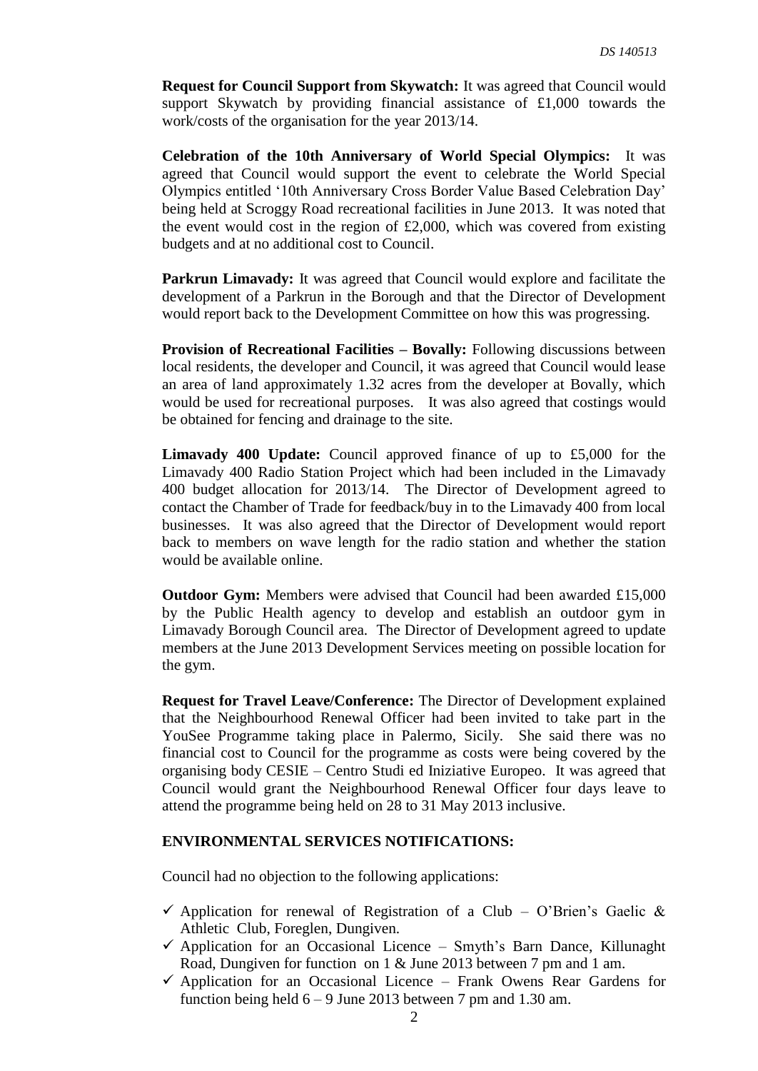**Request for Council Support from Skywatch:** It was agreed that Council would support Skywatch by providing financial assistance of £1,000 towards the work/costs of the organisation for the year 2013/14.

**Celebration of the 10th Anniversary of World Special Olympics:** It was agreed that Council would support the event to celebrate the World Special Olympics entitled '10th Anniversary Cross Border Value Based Celebration Day' being held at Scroggy Road recreational facilities in June 2013. It was noted that the event would cost in the region of £2,000, which was covered from existing budgets and at no additional cost to Council.

**Parkrun Limavady:** It was agreed that Council would explore and facilitate the development of a Parkrun in the Borough and that the Director of Development would report back to the Development Committee on how this was progressing.

**Provision of Recreational Facilities – Bovally:** Following discussions between local residents, the developer and Council, it was agreed that Council would lease an area of land approximately 1.32 acres from the developer at Bovally, which would be used for recreational purposes. It was also agreed that costings would be obtained for fencing and drainage to the site.

**Limavady 400 Update:** Council approved finance of up to £5,000 for the Limavady 400 Radio Station Project which had been included in the Limavady 400 budget allocation for 2013/14. The Director of Development agreed to contact the Chamber of Trade for feedback/buy in to the Limavady 400 from local businesses. It was also agreed that the Director of Development would report back to members on wave length for the radio station and whether the station would be available online.

**Outdoor Gym:** Members were advised that Council had been awarded £15,000 by the Public Health agency to develop and establish an outdoor gym in Limavady Borough Council area. The Director of Development agreed to update members at the June 2013 Development Services meeting on possible location for the gym.

**Request for Travel Leave/Conference:** The Director of Development explained that the Neighbourhood Renewal Officer had been invited to take part in the YouSee Programme taking place in Palermo, Sicily. She said there was no financial cost to Council for the programme as costs were being covered by the organising body CESIE – Centro Studi ed Iniziative Europeo. It was agreed that Council would grant the Neighbourhood Renewal Officer four days leave to attend the programme being held on 28 to 31 May 2013 inclusive.

**ENVIRONMENTAL SERVICES NOTIFICATIONS:**

Council had no objection to the following applications:

- ✓ Application for renewal of Registration of a Club – O'Brien's Gaelic & Athletic Club, Foreglen, Dungiven.
- ✓ Application for an Occasional Licence – Smyth's Barn Dance, Killunaght Road, Dungiven for function on 1 & June 2013 between 7 pm and 1 am.
- ✓ Application for an Occasional Licence – Frank Owens Rear Gardens for function being held 6 – 9 June 2013 between 7 pm and 1.30 am.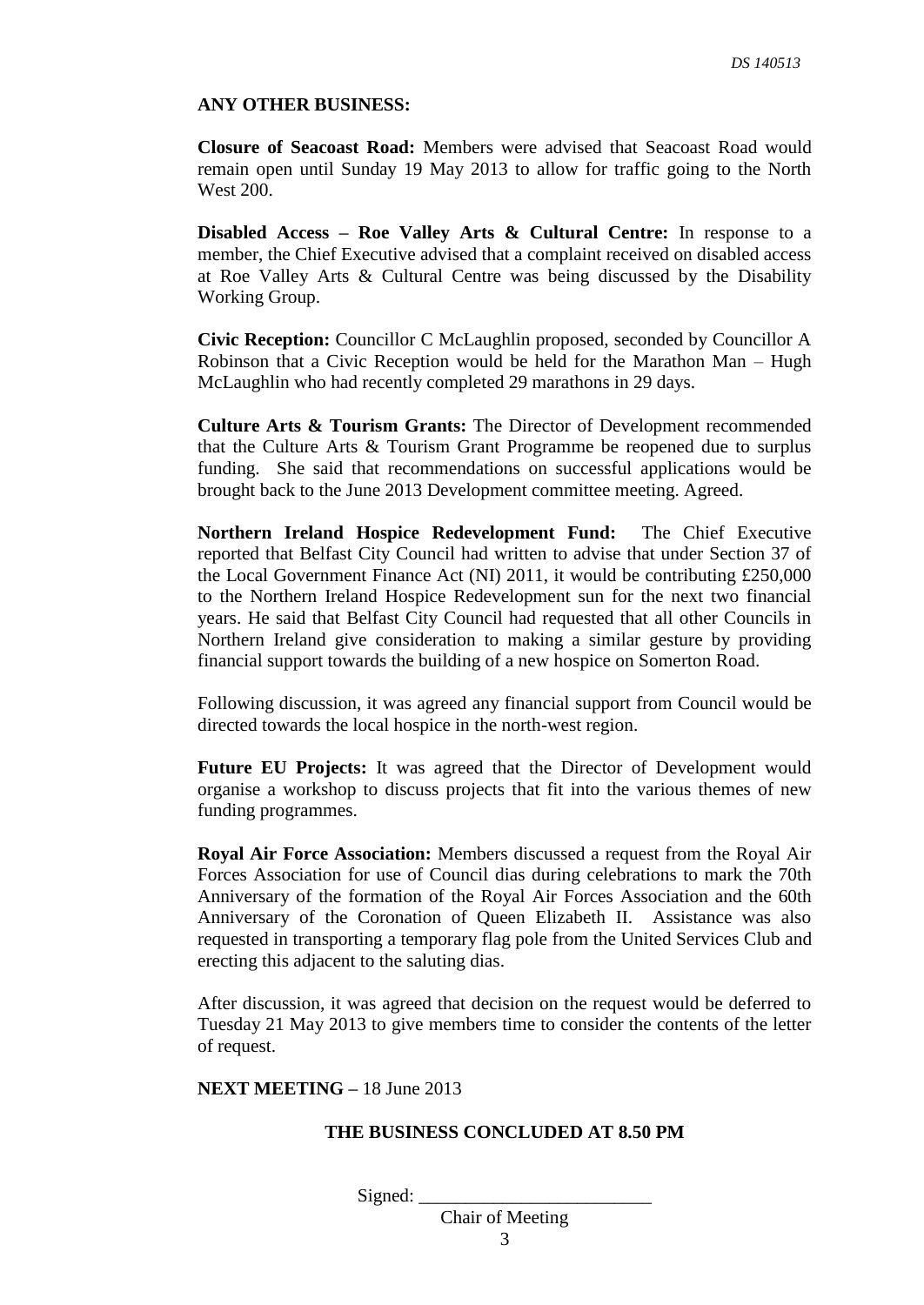**ANY OTHER BUSINESS:**

**Closure of Seacoast Road:** Members were advised that Seacoast Road would remain open until Sunday 19 May 2013 to allow for traffic going to the North West 200.

**Disabled Access – Roe Valley Arts & Cultural Centre:** In response to a member, the Chief Executive advised that a complaint received on disabled access at Roe Valley Arts & Cultural Centre was being discussed by the Disability Working Group.

**Civic Reception:** Councillor C McLaughlin proposed, seconded by Councillor A Robinson that a Civic Reception would be held for the Marathon Man – Hugh McLaughlin who had recently completed 29 marathons in 29 days.

**Culture Arts & Tourism Grants:** The Director of Development recommended that the Culture Arts & Tourism Grant Programme be reopened due to surplus funding. She said that recommendations on successful applications would be brought back to the June 2013 Development committee meeting. Agreed.

**Northern Ireland Hospice Redevelopment Fund:** The Chief Executive reported that Belfast City Council had written to advise that under Section 37 of the Local Government Finance Act (NI) 2011, it would be contributing £250,000 to the Northern Ireland Hospice Redevelopment sun for the next two financial years. He said that Belfast City Council had requested that all other Councils in Northern Ireland give consideration to making a similar gesture by providing financial support towards the building of a new hospice on Somerton Road.

Following discussion, it was agreed any financial support from Council would be directed towards the local hospice in the north-west region.

**Future EU Projects:** It was agreed that the Director of Development would organise a workshop to discuss projects that fit into the various themes of new funding programmes.

**Royal Air Force Association:** Members discussed a request from the Royal Air Forces Association for use of Council dias during celebrations to mark the 70th Anniversary of the formation of the Royal Air Forces Association and the 60th Anniversary of the Coronation of Queen Elizabeth II. Assistance was also requested in transporting a temporary flag pole from the United Services Club and erecting this adjacent to the saluting dias.

After discussion, it was agreed that decision on the request would be deferred to Tuesday 21 May 2013 to give members time to consider the contents of the letter of request.

**NEXT MEETING –** 18 June 2013

**THE BUSINESS CONCLUDED AT 8.50 PM**

Signed: \_\_\_\_\_\_\_\_\_\_\_\_\_\_\_\_\_\_\_\_\_\_\_\_\_

Chair of Meeting